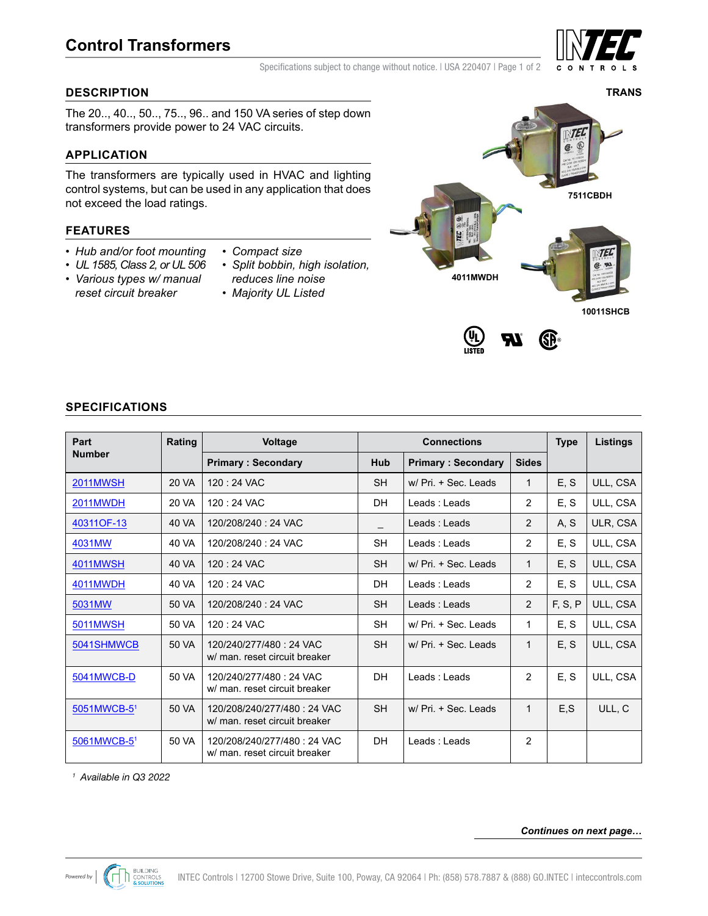# Control Transformers

TRANS

## DESCRIPTION

The 20.., 40.., 50.., 75.., 96.. and 150 VA series of step down transformers provide power to 24 VAC circuits.

## APPLICATION

The transformers are typically used in HVAC and lighting control systems, but can be used in any application that does not exceed the load ratings.

## FEATURES

- *Hub and/or foot mounting*
- *UL 1585, Class 2, or UL 506*
- *Various types w/ manual reset circuit breaker*
- *Compact size*
- *Split bobbin, high isolation, reduces line noise*
- *Majority UL Listed*

7511CBDH

4011MWDH

10011SHCB

## SPECIFICATIONS

| Part Number | Rating | Voltage | Connections | | | Type | Listings |
|---|---|---|---|---|---|---|---|
| | | Primary : Secondary | Hub | Primary : Secondary | Sides | | |
| 2011MWSH | 20 VA | 120 : 24 VAC | SH | w/ Pri. + Sec. Leads | 1 | E, S | ULL, CSA |
| 2011MWDH | 20 VA | 120 : 24 VAC | DH | Leads : Leads | 2 | E, S | ULL, CSA |
| 40311OF-13 | 40 VA | 120/208/240 : 24 VAC | _ | Leads : Leads | 2 | A, S | ULR, CSA |
| 4031MW | 40 VA | 120/208/240 : 24 VAC | SH | Leads : Leads | 2 | E, S | ULL, CSA |
| 4011MWSH | 40 VA | 120 : 24 VAC | SH | w/ Pri. + Sec. Leads | 1 | E, S | ULL, CSA |
| 4011MWDH | 40 VA | 120 : 24 VAC | DH | Leads : Leads | 2 | E, S | ULL, CSA |
| 5031MW | 50 VA | 120/208/240 : 24 VAC | SH | Leads : Leads | 2 | F, S, P | ULL, CSA |
| 5011MWSH | 50 VA | 120 : 24 VAC | SH | w/ Pri. + Sec. Leads | 1 | E, S | ULL, CSA |
| 5041SHMWCB | 50 VA | 120/240/277/480 : 24 VAC w/ man. reset circuit breaker | SH | w/ Pri. + Sec. Leads | 1 | E, S | ULL, CSA |
| 5041MWCB-D | 50 VA | 120/240/277/480 : 24 VAC w/ man. reset circuit breaker | DH | Leads : Leads | 2 | E, S | ULL, CSA |
| 5051MWCB-5[1] | 50 VA | 120/208/240/277/480 : 24 VAC w/ man. reset circuit breaker | SH | w/ Pri. + Sec. Leads | 1 | E,S | ULL, C |
| 5061MWCB-5[1] | 50 VA | 120/208/240/277/480 : 24 VAC w/ man. reset circuit breaker | DH | Leads : Leads | 2 | | |

[1] *Available in Q3 2022*

***Continues on next page…***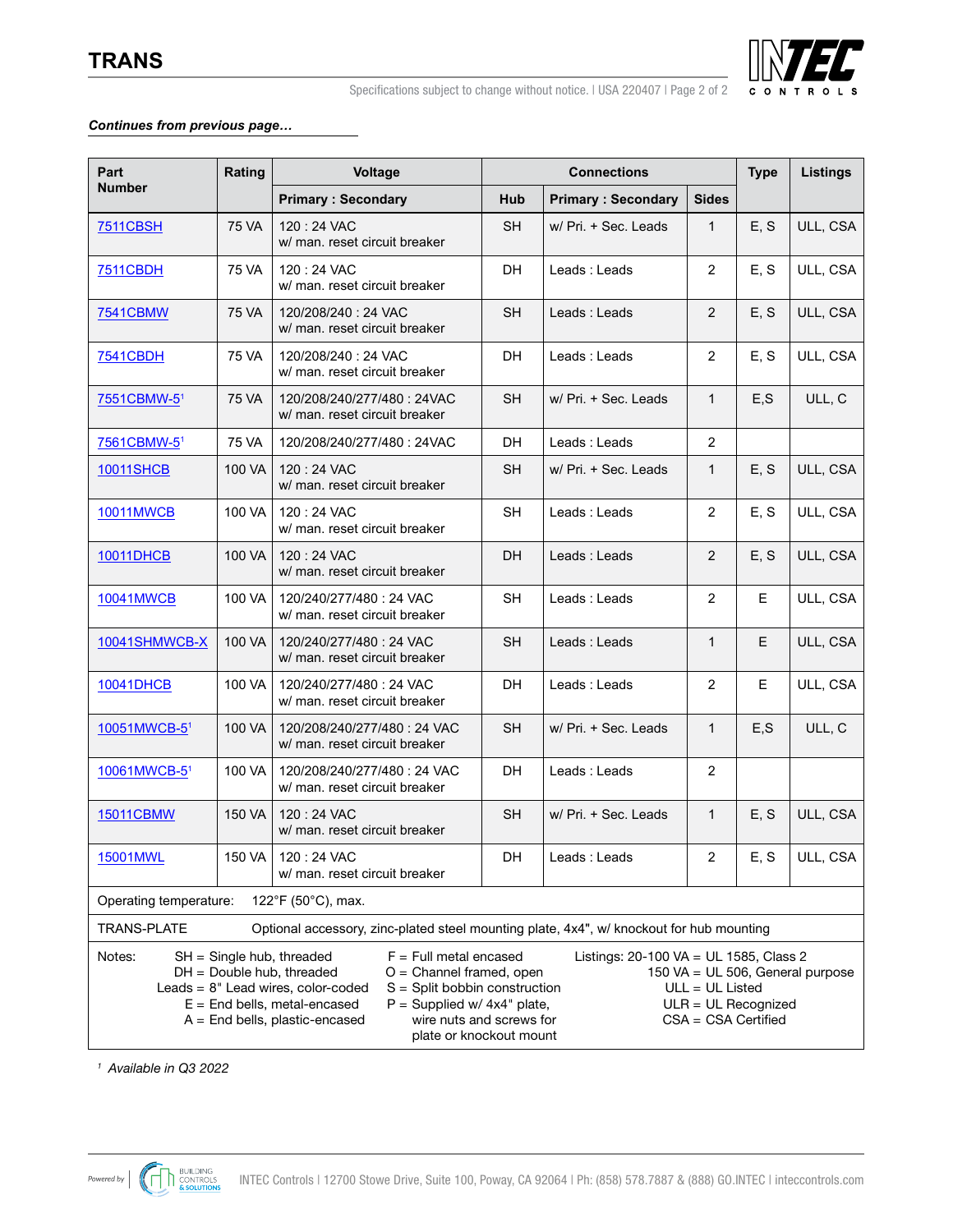# TRANS

*Continues from previous page…*

| Part Number | Rating | Voltage | Connections | | | Type | Listings |
|---|---|---|---|---|---|---|---|
| | | Primary : Secondary | Hub | Primary : Secondary | Sides | | |
| 7511CBSH | 75 VA | 120 : 24 VAC w/ man. reset circuit breaker | SH | w/ Pri. + Sec. Leads | 1 | E, S | ULL, CSA |
| 7511CBDH | 75 VA | 120 : 24 VAC w/ man. reset circuit breaker | DH | Leads : Leads | 2 | E, S | ULL, CSA |
| 7541CBMW | 75 VA | 120/208/240 : 24 VAC w/ man. reset circuit breaker | SH | Leads : Leads | 2 | E, S | ULL, CSA |
| 7541CBDH | 75 VA | 120/208/240 : 24 VAC w/ man. reset circuit breaker | DH | Leads : Leads | 2 | E, S | ULL, CSA |
| 7551CBMW-5[1] | 75 VA | 120/208/240/277/480 : 24VAC w/ man. reset circuit breaker | SH | w/ Pri. + Sec. Leads | 1 | E,S | ULL, C |
| 7561CBMW-5[1] | 75 VA | 120/208/240/277/480 : 24VAC | DH | Leads : Leads | 2 | | |
| 10011SHCB | 100 VA | 120 : 24 VAC w/ man. reset circuit breaker | SH | w/ Pri. + Sec. Leads | 1 | E, S | ULL, CSA |
| 10011MWCB | 100 VA | 120 : 24 VAC w/ man. reset circuit breaker | SH | Leads : Leads | 2 | E, S | ULL, CSA |
| 10011DHCB | 100 VA | 120 : 24 VAC w/ man. reset circuit breaker | DH | Leads : Leads | 2 | E, S | ULL, CSA |
| 10041MWCB | 100 VA | 120/240/277/480 : 24 VAC w/ man. reset circuit breaker | SH | Leads : Leads | 2 | E | ULL, CSA |
| 10041SHMWCB-X | 100 VA | 120/240/277/480 : 24 VAC w/ man. reset circuit breaker | SH | Leads : Leads | 1 | E | ULL, CSA |
| 10041DHCB | 100 VA | 120/240/277/480 : 24 VAC w/ man. reset circuit breaker | DH | Leads : Leads | 2 | E | ULL, CSA |
| 10051MWCB-5[1] | 100 VA | 120/208/240/277/480 : 24 VAC w/ man. reset circuit breaker | SH | w/ Pri. + Sec. Leads | 1 | E,S | ULL, C |
| 10061MWCB-5[1] | 100 VA | 120/208/240/277/480 : 24 VAC w/ man. reset circuit breaker | DH | Leads : Leads | 2 | | |
| 15011CBMW | 150 VA | 120 : 24 VAC w/ man. reset circuit breaker | SH | w/ Pri. + Sec. Leads | 1 | E, S | ULL, CSA |
| 15001MWL | 150 VA | 120 : 24 VAC w/ man. reset circuit breaker | DH | Leads : Leads | 2 | E, S | ULL, CSA |

Operating temperature: 122°F (50°C), max.

TRANS-PLATE: Optional accessory, zinc-plated steel mounting plate, 4x4", w/ knockout for hub mounting

Notes:
- SH = Single hub, threaded
- DH = Double hub, threaded
- Leads = 8" Lead wires, color-coded
- E = End bells, metal-encased
- A = End bells, plastic-encased
- F = Full metal encased
- O = Channel framed, open
- S = Split bobbin construction
- P = Supplied w/ 4x4" plate, wire nuts and screws for plate or knockout mount

Listings:
- 20-100 VA = UL 1585, Class 2
- 150 VA = UL 506, General purpose
- ULL = UL Listed
- ULR = UL Recognized
- CSA = CSA Certified

[1] *Available in Q3 2022*

INTEC Controls | 12700 Stowe Drive, Suite 100, Poway, CA 92064 | Ph: (858) 578.7887 & (888) GO.INTEC | inteccontrols.com